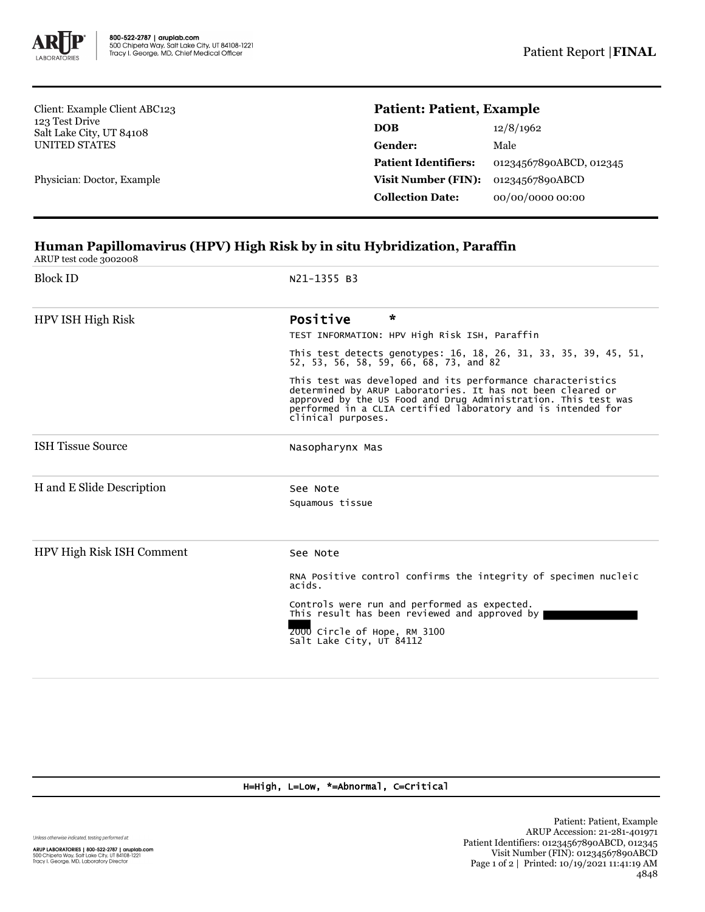800-522-2787 | aruplab.com
500 Chipeta Way, Salt Lake City, UT 84108-1221
Tracy I. George, MD, Chief Medical Officer

Patient Report | **FINAL**

Client: Example Client ABC123
123 Test Drive
Salt Lake City, UT 84108
UNITED STATES

Physician: Doctor, Example

**Patient: Patient, Example**

| | |
|---|---|
| **DOB** | 12/8/1962 |
| **Gender:** | Male |
| **Patient Identifiers:** | 01234567890ABCD, 012345 |
| **Visit Number (FIN):** | 01234567890ABCD |
| **Collection Date:** | 00/00/0000 00:00 |

## Human Papillomavirus (HPV) High Risk by in situ Hybridization, Paraffin

ARUP test code 3002008

| | |
|---|---|
| Block ID | N21-1355 B3 |
| HPV ISH High Risk | **Positive** * <br> TEST INFORMATION: HPV High Risk ISH, Paraffin <br> This test detects genotypes: 16, 18, 26, 31, 33, 35, 39, 45, 51, 52, 53, 56, 58, 59, 66, 68, 73, and 82 <br> This test was developed and its performance characteristics determined by ARUP Laboratories. It has not been cleared or approved by the US Food and Drug Administration. This test was performed in a CLIA certified laboratory and is intended for clinical purposes. |
| ISH Tissue Source | Nasopharynx Mas |
| H and E Slide Description | See Note <br> Squamous tissue |
| HPV High Risk ISH Comment | See Note <br> RNA Positive control confirms the integrity of specimen nucleic acids. <br> Controls were run and performed as expected. <br> This result has been reviewed and approved by <br> 2000 Circle of Hope, RM 3100 <br> Salt Lake City, UT 84112 |

H=High, L=Low, *=Abnormal, C=Critical

Unless otherwise indicated, testing performed at:

ARUP LABORATORIES | 800-522-2787 | aruplab.com
500 Chipeta Way, Salt Lake City, UT 84108-1221
Tracy I. George, MD, Laboratory Director

Patient: Patient, Example
ARUP Accession: 21-281-401971
Patient Identifiers: 01234567890ABCD, 012345
Visit Number (FIN): 01234567890ABCD
Printed: 10/19/2021 11:41:19 AM
4848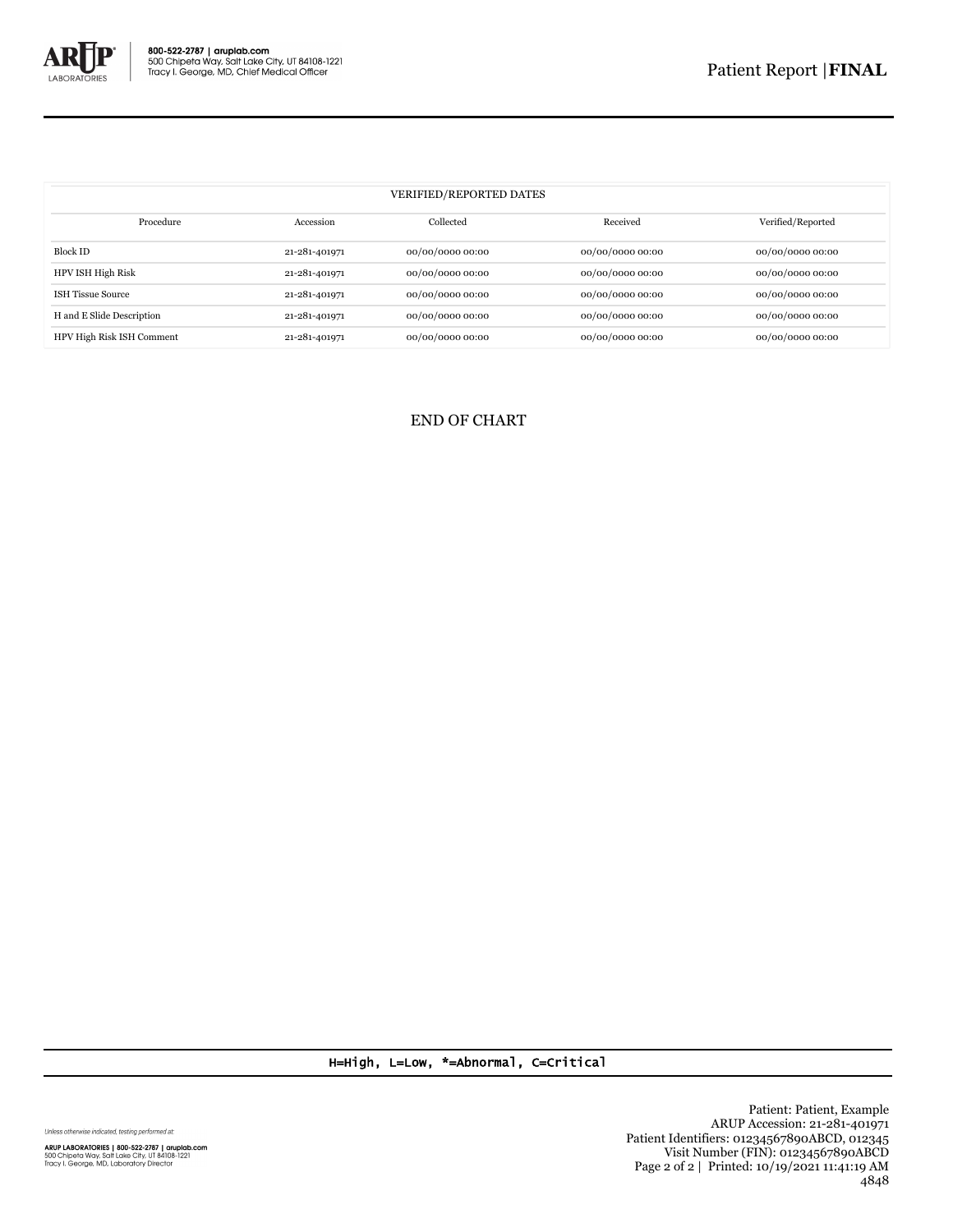| VERIFIED/REPORTED DATES | | | | |
|---|---|---|---|---|
| Procedure | Accession | Collected | Received | Verified/Reported |
| Block ID | 21-281-401971 | 00/00/0000 00:00 | 00/00/0000 00:00 | 00/00/0000 00:00 |
| HPV ISH High Risk | 21-281-401971 | 00/00/0000 00:00 | 00/00/0000 00:00 | 00/00/0000 00:00 |
| ISH Tissue Source | 21-281-401971 | 00/00/0000 00:00 | 00/00/0000 00:00 | 00/00/0000 00:00 |
| H and E Slide Description | 21-281-401971 | 00/00/0000 00:00 | 00/00/0000 00:00 | 00/00/0000 00:00 |
| HPV High Risk ISH Comment | 21-281-401971 | 00/00/0000 00:00 | 00/00/0000 00:00 | 00/00/0000 00:00 |

END OF CHART

H=High, L=Low, *=Abnormal, C=Critical